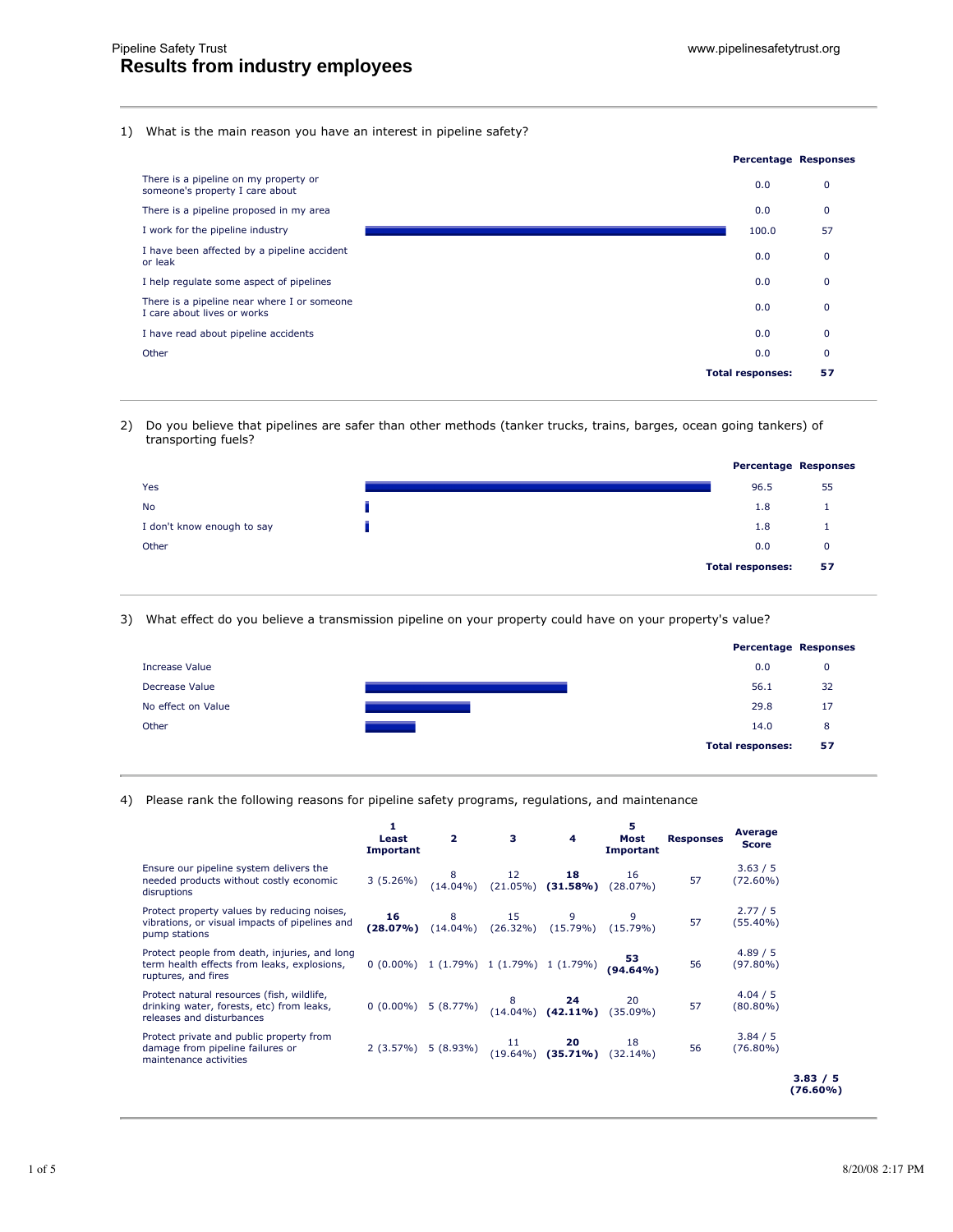Pipeline Safety Trust

www.pipelinesafetytrust.org

# Results from industry employees

1) What is the main reason you have an interest in pipeline safety?

| | Percentage | Responses |
|---|---|---|
| There is a pipeline on my property or someone's property I care about | 0.0 | 0 |
| There is a pipeline proposed in my area | 0.0 | 0 |
| I work for the pipeline industry | 100.0 | 57 |
| I have been affected by a pipeline accident or leak | 0.0 | 0 |
| I help regulate some aspect of pipelines | 0.0 | 0 |
| There is a pipeline near where I or someone I care about lives or works | 0.0 | 0 |
| I have read about pipeline accidents | 0.0 | 0 |
| Other | 0.0 | 0 |
| | **Total responses:** | **57** |

2) Do you believe that pipelines are safer than other methods (tanker trucks, trains, barges, ocean going tankers) of transporting fuels?

| | Percentage | Responses |
|---|---|---|
| Yes | 96.5 | 55 |
| No | 1.8 | 1 |
| I don't know enough to say | 1.8 | 1 |
| Other | 0.0 | 0 |
| | **Total responses:** | **57** |

3) What effect do you believe a transmission pipeline on your property could have on your property's value?

| | Percentage | Responses |
|---|---|---|
| Increase Value | 0.0 | 0 |
| Decrease Value | 56.1 | 32 |
| No effect on Value | 29.8 | 17 |
| Other | 14.0 | 8 |
| | **Total responses:** | **57** |

4) Please rank the following reasons for pipeline safety programs, regulations, and maintenance

| | 1 Least Important | 2 | 3 | 4 | 5 Most Important | Responses | Average Score |
|---|---|---|---|---|---|---|---|
| Ensure our pipeline system delivers the needed products without costly economic disruptions | 3 (5.26%) | 8 (14.04%) | 12 (21.05%) | **18 (31.58%)** | 16 (28.07%) | 57 | 3.63 / 5 (72.60%) |
| Protect property values by reducing noises, vibrations, or visual impacts of pipelines and pump stations | **16 (28.07%)** | 8 (14.04%) | 15 (26.32%) | 9 (15.79%) | 9 (15.79%) | 57 | 2.77 / 5 (55.40%) |
| Protect people from death, injuries, and long term health effects from leaks, explosions, ruptures, and fires | 0 (0.00%) | 1 (1.79%) | 1 (1.79%) | 1 (1.79%) | **53 (94.64%)** | 56 | 4.89 / 5 (97.80%) |
| Protect natural resources (fish, wildlife, drinking water, forests, etc) from leaks, releases and disturbances | 0 (0.00%) | 5 (8.77%) | 8 (14.04%) | **24 (42.11%)** | 20 (35.09%) | 57 | 4.04 / 5 (80.80%) |
| Protect private and public property from damage from pipeline failures or maintenance activities | 2 (3.57%) | 5 (8.93%) | 11 (19.64%) | **20 (35.71%)** | 18 (32.14%) | 56 | 3.84 / 5 (76.80%) |
| | | | | | | | **3.83 / 5 (76.60%)** |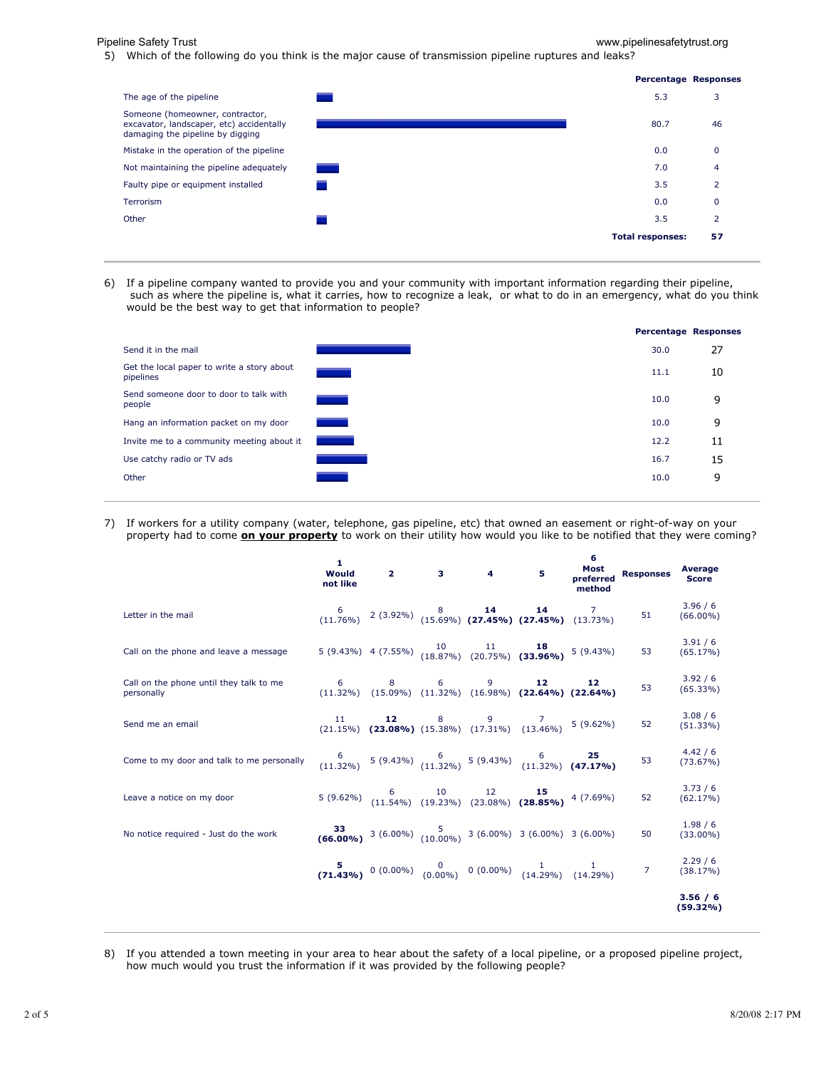5) Which of the following do you think is the major cause of transmission pipeline ruptures and leaks?

| | Percentage | Responses |
|---|---|---|
| The age of the pipeline | 5.3 | 3 |
| Someone (homeowner, contractor, excavator, landscaper, etc) accidentally damaging the pipeline by digging | 80.7 | 46 |
| Mistake in the operation of the pipeline | 0.0 | 0 |
| Not maintaining the pipeline adequately | 7.0 | 4 |
| Faulty pipe or equipment installed | 3.5 | 2 |
| Terrorism | 0.0 | 0 |
| Other | 3.5 | 2 |
| | **Total responses:** | **57** |

6) If a pipeline company wanted to provide you and your community with important information regarding their pipeline, such as where the pipeline is, what it carries, how to recognize a leak, or what to do in an emergency, what do you think would be the best way to get that information to people?

| | Percentage | Responses |
|---|---|---|
| Send it in the mail | 30.0 | 27 |
| Get the local paper to write a story about pipelines | 11.1 | 10 |
| Send someone door to door to talk with people | 10.0 | 9 |
| Hang an information packet on my door | 10.0 | 9 |
| Invite me to a community meeting about it | 12.2 | 11 |
| Use catchy radio or TV ads | 16.7 | 15 |
| Other | 10.0 | 9 |

7) If workers for a utility company (water, telephone, gas pipeline, etc) that owned an easement or right-of-way on your property had to come **on your property** to work on their utility how would you like to be notified that they were coming?

| | 1 Would not like | 2 | 3 | 4 | 5 | 6 Most preferred method | Responses | Average Score |
|---|---|---|---|---|---|---|---|---|
| Letter in the mail | 6 (11.76%) | 2 (3.92%) | 8 (15.69%) | **14 (27.45%)** | **14 (27.45%)** | 7 (13.73%) | 51 | 3.96 / 6 (66.00%) |
| Call on the phone and leave a message | 5 (9.43%) | 4 (7.55%) | 10 (18.87%) | 11 (20.75%) | **18 (33.96%)** | 5 (9.43%) | 53 | 3.91 / 6 (65.17%) |
| Call on the phone until they talk to me personally | 6 (11.32%) | 8 (15.09%) | 6 (11.32%) | 9 (16.98%) | **12 (22.64%)** | **12 (22.64%)** | 53 | 3.92 / 6 (65.33%) |
| Send me an email | 11 (21.15%) | **12 (23.08%)** | 8 (15.38%) | 9 (17.31%) | 7 (13.46%) | 5 (9.62%) | 52 | 3.08 / 6 (51.33%) |
| Come to my door and talk to me personally | 6 (11.32%) | 5 (9.43%) | 6 (11.32%) | 5 (9.43%) | 6 (11.32%) | **25 (47.17%)** | 53 | 4.42 / 6 (73.67%) |
| Leave a notice on my door | 5 (9.62%) | 6 (11.54%) | 10 (19.23%) | 12 (23.08%) | **15 (28.85%)** | 4 (7.69%) | 52 | 3.73 / 6 (62.17%) |
| No notice required - Just do the work | **33 (66.00%)** | 3 (6.00%) | 5 (10.00%) | 3 (6.00%) | 3 (6.00%) | 3 (6.00%) | 50 | 1.98 / 6 (33.00%) |
| | **5 (71.43%)** | 0 (0.00%) | 0 (0.00%) | 0 (0.00%) | 1 (14.29%) | 1 (14.29%) | 7 | 2.29 / 6 (38.17%) |
| | | | | | | | | **3.56 / 6 (59.32%)** |

8) If you attended a town meeting in your area to hear about the safety of a local pipeline, or a proposed pipeline project, how much would you trust the information if it was provided by the following people?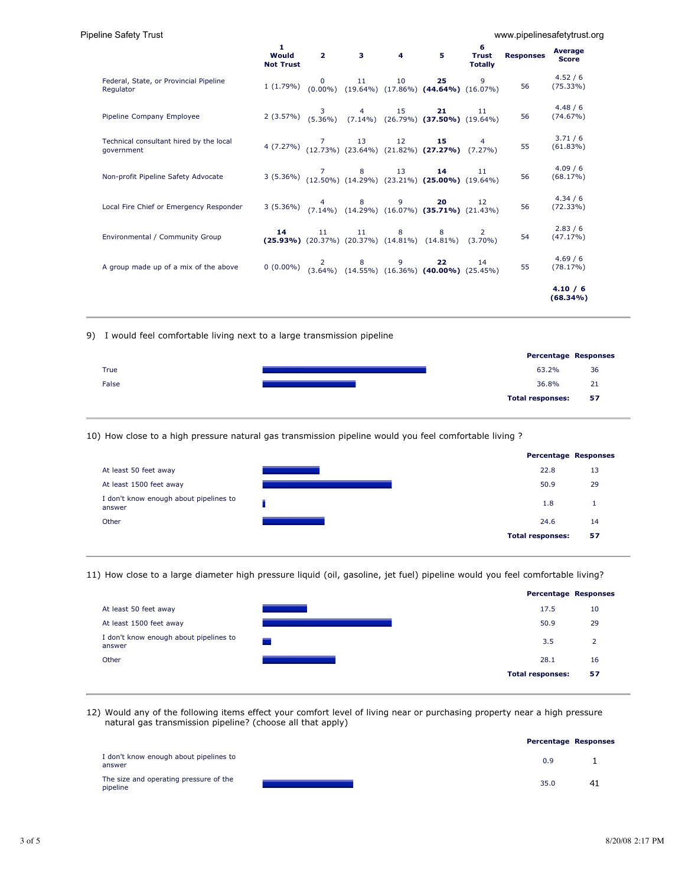| | 1 Would Not Trust | 2 | 3 | 4 | 5 | 6 Trust Totally | Responses | Average Score |
|---|---|---|---|---|---|---|---|---|
| Federal, State, or Provincial Pipeline Regulator | 1 (1.79%) | 0 (0.00%) | 11 (19.64%) | 10 (17.86%) | **25 (44.64%)** | 9 (16.07%) | 56 | 4.52 / 6 (75.33%) |
| Pipeline Company Employee | 2 (3.57%) | 3 (5.36%) | 4 (7.14%) | 15 (26.79%) | **21 (37.50%)** | 11 (19.64%) | 56 | 4.48 / 6 (74.67%) |
| Technical consultant hired by the local government | 4 (7.27%) | 7 (12.73%) | 13 (23.64%) | 12 (21.82%) | **15 (27.27%)** | 4 (7.27%) | 55 | 3.71 / 6 (61.83%) |
| Non-profit Pipeline Safety Advocate | 3 (5.36%) | 7 (12.50%) | 8 (14.29%) | 13 (23.21%) | **14 (25.00%)** | 11 (19.64%) | 56 | 4.09 / 6 (68.17%) |
| Local Fire Chief or Emergency Responder | 3 (5.36%) | 4 (7.14%) | 8 (14.29%) | 9 (16.07%) | **20 (35.71%)** | 12 (21.43%) | 56 | 4.34 / 6 (72.33%) |
| Environmental / Community Group | **14 (25.93%)** | 11 (20.37%) | 11 (20.37%) | 8 (14.81%) | 8 (14.81%) | 2 (3.70%) | 54 | 2.83 / 6 (47.17%) |
| A group made up of a mix of the above | 0 (0.00%) | 2 (3.64%) | 8 (14.55%) | 9 (16.36%) | **22 (40.00%)** | 14 (25.45%) | 55 | 4.69 / 6 (78.17%) |
| | | | | | | | | **4.10 / 6 (68.34%)** |

9) I would feel comfortable living next to a large transmission pipeline

| | Percentage | Responses |
|---|---|---|
| True | 63.2% | 36 |
| False | 36.8% | 21 |
| **Total responses:** | | **57** |

10) How close to a high pressure natural gas transmission pipeline would you feel comfortable living ?

| | Percentage | Responses |
|---|---|---|
| At least 50 feet away | 22.8 | 13 |
| At least 1500 feet away | 50.9 | 29 |
| I don't know enough about pipelines to answer | 1.8 | 1 |
| Other | 24.6 | 14 |
| **Total responses:** | | **57** |

11) How close to a large diameter high pressure liquid (oil, gasoline, jet fuel) pipeline would you feel comfortable living?

| | Percentage | Responses |
|---|---|---|
| At least 50 feet away | 17.5 | 10 |
| At least 1500 feet away | 50.9 | 29 |
| I don't know enough about pipelines to answer | 3.5 | 2 |
| Other | 28.1 | 16 |
| **Total responses:** | | **57** |

12) Would any of the following items effect your comfort level of living near or purchasing property near a high pressure natural gas transmission pipeline? (choose all that apply)

| | Percentage | Responses |
|---|---|---|
| I don't know enough about pipelines to answer | 0.9 | 1 |
| The size and operating pressure of the pipeline | 35.0 | 41 |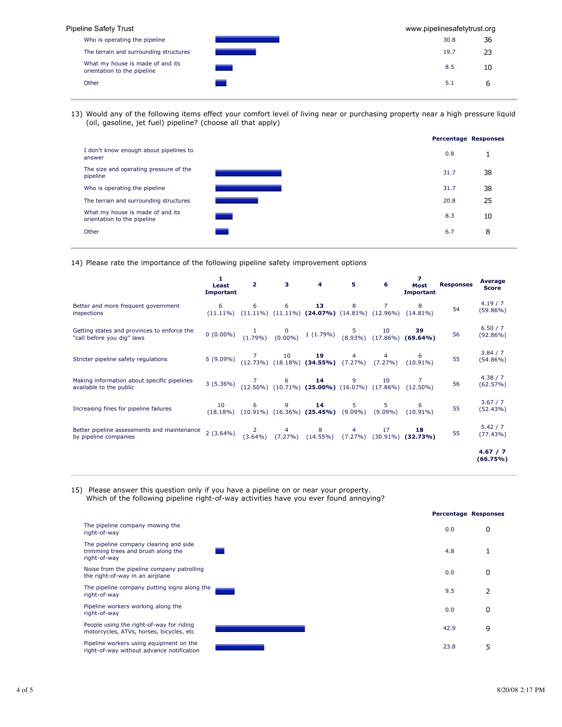| | Percentage | Responses |
|---|---|---|
| Who is operating the pipeline | 30.8 | 36 |
| The terrain and surrounding structures | 19.7 | 23 |
| What my house is made of and its orientation to the pipeline | 8.5 | 10 |
| Other | 5.1 | 6 |

13) Would any of the following items effect your comfort level of living near or purchasing property near a high pressure liquid (oil, gasoline, jet fuel) pipeline? (choose all that apply)

| | Percentage | Responses |
|---|---|---|
| I don't know enough about pipelines to answer | 0.8 | 1 |
| The size and operating pressure of the pipeline | 31.7 | 38 |
| Who is operating the pipeline | 31.7 | 38 |
| The terrain and surrounding structures | 20.8 | 25 |
| What my house is made of and its orientation to the pipeline | 8.3 | 10 |
| Other | 6.7 | 8 |

14) Please rate the importance of the following pipeline safety improvement options

| | 1 Least Important | 2 | 3 | 4 | 5 | 6 | 7 Most Important | Responses | Average Score |
|---|---|---|---|---|---|---|---|---|---|
| Better and more frequent government inspections | 6 (11.11%) | 6 (11.11%) | 6 (11.11%) | **13 (24.07%)** | 8 (14.81%) | 7 (12.96%) | 8 (14.81%) | 54 | 4.19 / 7 (59.86%) |
| Getting states and provinces to enforce the "call before you dig" laws | 0 (0.00%) | 1 (1.79%) | 0 (0.00%) | 1 (1.79%) | 5 (8.93%) | 10 (17.86%) | **39 (69.64%)** | 56 | 6.50 / 7 (92.86%) |
| Stricter pipeline safety regulations | 5 (9.09%) | 7 (12.73%) | 10 (18.18%) | **19 (34.55%)** | 4 (7.27%) | 4 (7.27%) | 6 (10.91%) | 55 | 3.84 / 7 (54.86%) |
| Making information about specific pipelines available to the public | 3 (5.36%) | 7 (12.50%) | 6 (10.71%) | **14 (25.00%)** | 9 (16.07%) | 10 (17.86%) | 7 (12.50%) | 56 | 4.38 / 7 (62.57%) |
| Increasing fines for pipeline failures | 10 (18.18%) | 6 (10.91%) | 9 (16.36%) | **14 (25.45%)** | 5 (9.09%) | 5 (9.09%) | 6 (10.91%) | 55 | 3.67 / 7 (52.43%) |
| Better pipeline assessments and maintenance by pipeline companies | 2 (3.64%) | 2 (3.64%) | 4 (7.27%) | 8 (14.55%) | 4 (7.27%) | 17 (30.91%) | **18 (32.73%)** | 55 | 5.42 / 7 (77.43%) |
| | | | | | | | | | **4.67 / 7 (66.75%)** |

15) Please answer this question only if you have a pipeline on or near your property.
Which of the following pipeline right-of-way activities have you ever found annoying?

| | Percentage | Responses |
|---|---|---|
| The pipeline company mowing the right-of-way | 0.0 | 0 |
| The pipeline company clearing and side trimming trees and brush along the right-of-way | 4.8 | 1 |
| Noise from the pipeline company patrolling the right-of-way in an airplane | 0.0 | 0 |
| The pipeline company putting signs along the right-of-way | 9.5 | 2 |
| Pipeline workers working along the right-of-way | 0.0 | 0 |
| People using the right-of-way for riding motorcycles, ATVs, horses, bicycles, etc | 42.9 | 9 |
| Pipeline workers using equipment on the right-of-way without advance notification | 23.8 | 5 |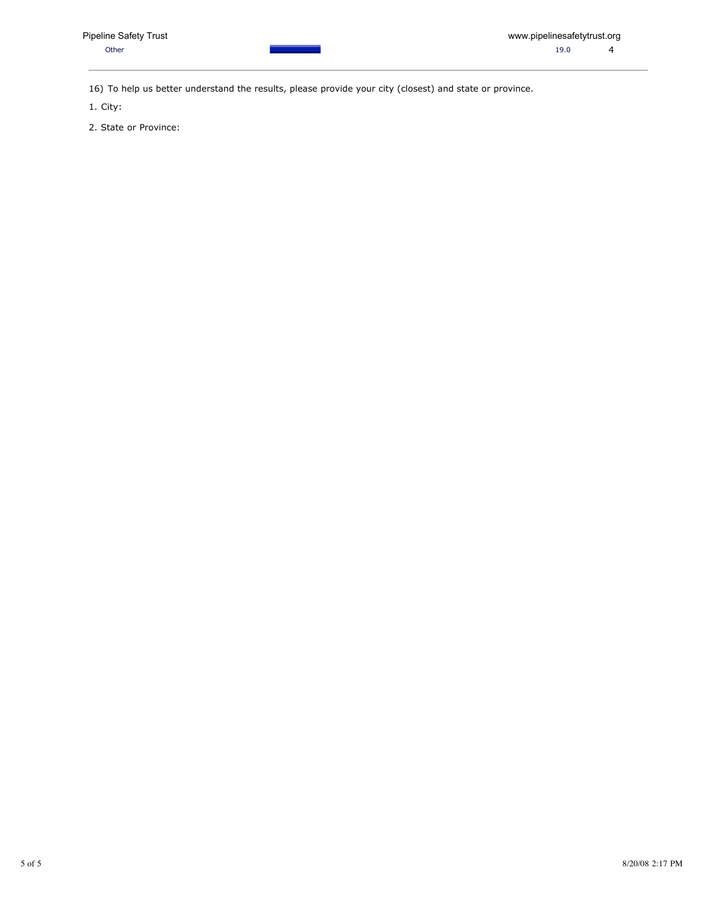| | | | |
|---|---|---|---|
| Other | | 19.0 | 4 |

16) To help us better understand the results, please provide your city (closest) and state or province.

1. City:

2. State or Province: